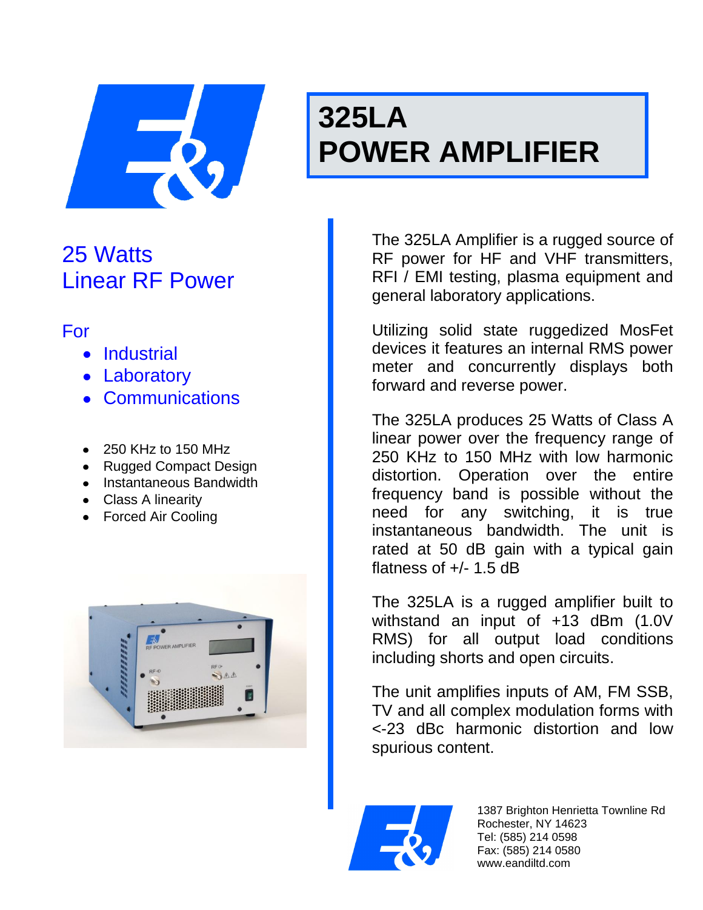# 325LA POWER AMPLIFIER

## 25 Watts Linear RF Power

For

- Industrial
- Laboratory
- Communications

- 250 KHz to 150 MHz
- Rugged Compact Design
- Instantaneous Bandwidth
- Class A linearity
- Forced Air Cooling

The 325LA Amplifier is a rugged source of RF power for HF and VHF transmitters, RFI / EMI testing, plasma equipment and general laboratory applications.

Utilizing solid state ruggedized MosFet devices it features an internal RMS power meter and concurrently displays both forward and reverse power.

The 325LA produces 25 Watts of Class A linear power over the frequency range of 250 KHz to 150 MHz with low harmonic distortion. Operation over the entire frequency band is possible without the need for any switching, it is true instantaneous bandwidth. The unit is rated at 50 dB gain with a typical gain flatness of +/- 1.5 dB

The 325LA is a rugged amplifier built to withstand an input of +13 dBm (1.0V RMS) for all output load conditions including shorts and open circuits.

The unit amplifies inputs of AM, FM SSB, TV and all complex modulation forms with <-23 dBc harmonic distortion and low spurious content.

1387 Brighton Henrietta Townline Rd
Rochester, NY 14623
Tel: (585) 214 0598
Fax: (585) 214 0580
www.eandiltd.com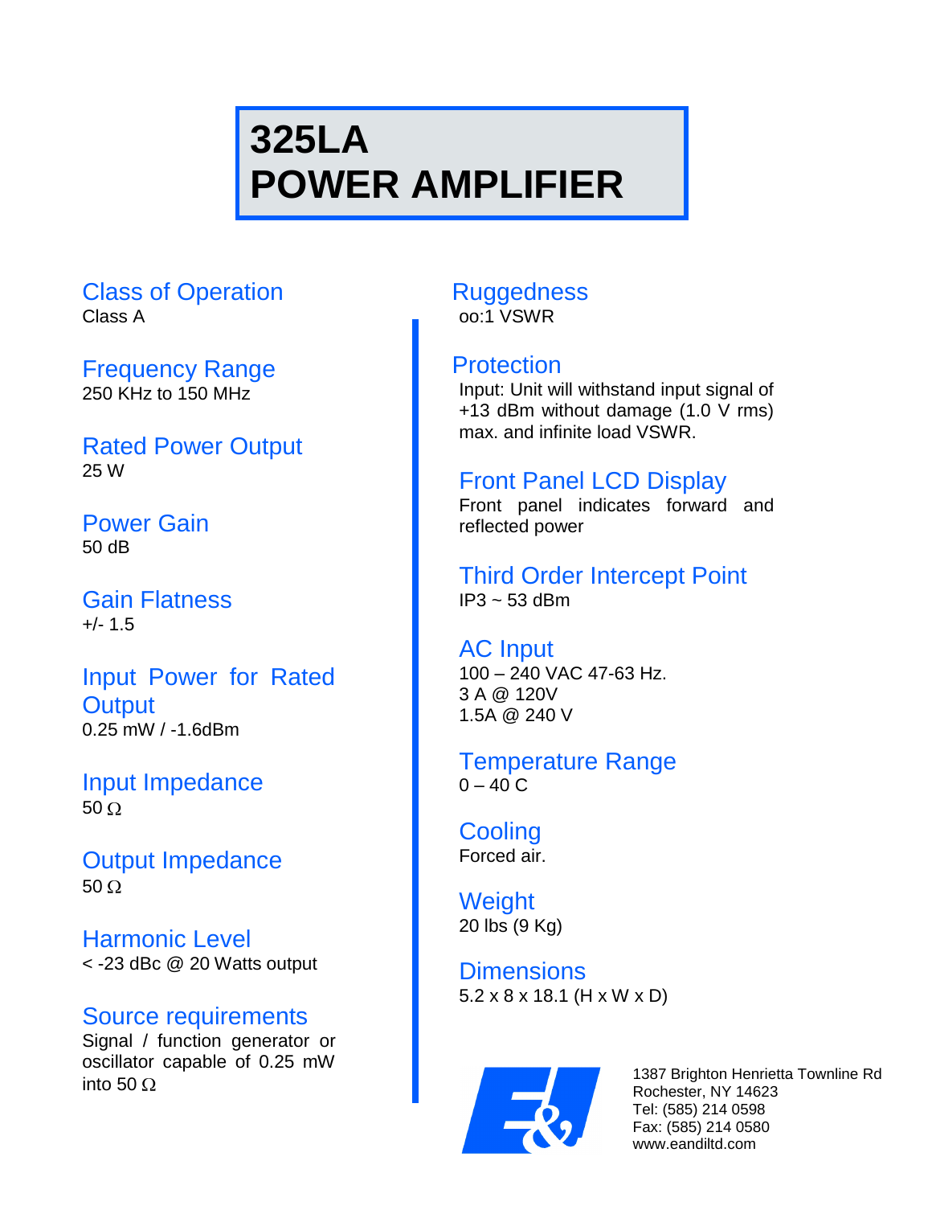# 325LA POWER AMPLIFIER

## Class of Operation
Class A

## Frequency Range
250 KHz to 150 MHz

## Rated Power Output
25 W

## Power Gain
50 dB

## Gain Flatness
+/- 1.5

## Input Power for Rated Output
0.25 mW / -1.6dBm

## Input Impedance
50 Ω

## Output Impedance
50 Ω

## Harmonic Level
< -23 dBc @ 20 Watts output

## Source requirements
Signal / function generator or oscillator capable of 0.25 mW into 50 Ω

## Ruggedness
oo:1 VSWR

## Protection
Input: Unit will withstand input signal of +13 dBm without damage (1.0 V rms) max. and infinite load VSWR.

## Front Panel LCD Display
Front panel indicates forward and reflected power

## Third Order Intercept Point
IP3 ~ 53 dBm

## AC Input
100 – 240 VAC 47-63 Hz.
3 A @ 120V
1.5A @ 240 V

## Temperature Range
0 – 40 C

## Cooling
Forced air.

## Weight
20 lbs (9 Kg)

## Dimensions
5.2 x 8 x 18.1 (H x W x D)

1387 Brighton Henrietta Townline Rd
Rochester, NY 14623
Tel: (585) 214 0598
Fax: (585) 214 0580
www.eandiltd.com